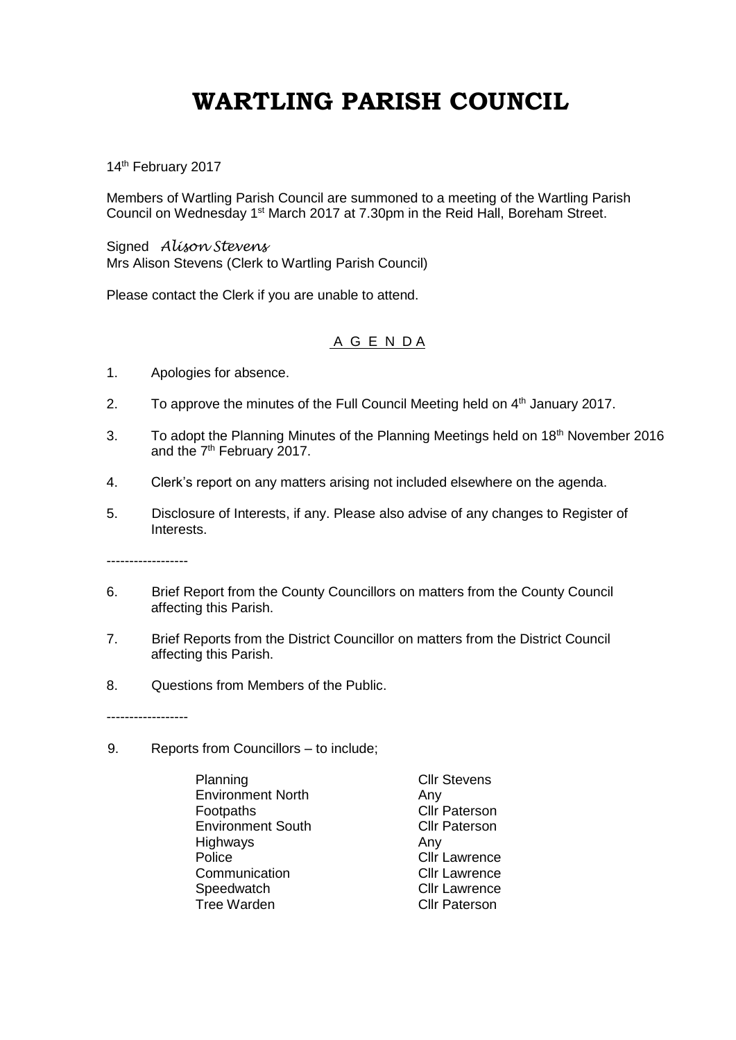# WARTLING PARISH COUNCIL

14th February 2017

Members of Wartling Parish Council are summoned to a meeting of the Wartling Parish Council on Wednesday 1st March 2017 at 7.30pm in the Reid Hall, Boreham Street.

Signed *Alison Stevens*
Mrs Alison Stevens (Clerk to Wartling Parish Council)

Please contact the Clerk if you are unable to attend.

## A G E N D A

1. Apologies for absence.

2. To approve the minutes of the Full Council Meeting held on 4th January 2017.

3. To adopt the Planning Minutes of the Planning Meetings held on 18th November 2016 and the 7th February 2017.

4. Clerk's report on any matters arising not included elsewhere on the agenda.

5. Disclosure of Interests, if any. Please also advise of any changes to Register of Interests.

------------------

6. Brief Report from the County Councillors on matters from the County Council affecting this Parish.

7. Brief Reports from the District Councillor on matters from the District Council affecting this Parish.

8. Questions from Members of the Public.

------------------

9. Reports from Councillors – to include;

| | |
|---|---|
| Planning | Cllr Stevens |
| Environment North | Any |
| Footpaths | Cllr Paterson |
| Environment South | Cllr Paterson |
| Highways | Any |
| Police | Cllr Lawrence |
| Communication | Cllr Lawrence |
| Speedwatch | Cllr Lawrence |
| Tree Warden | Cllr Paterson |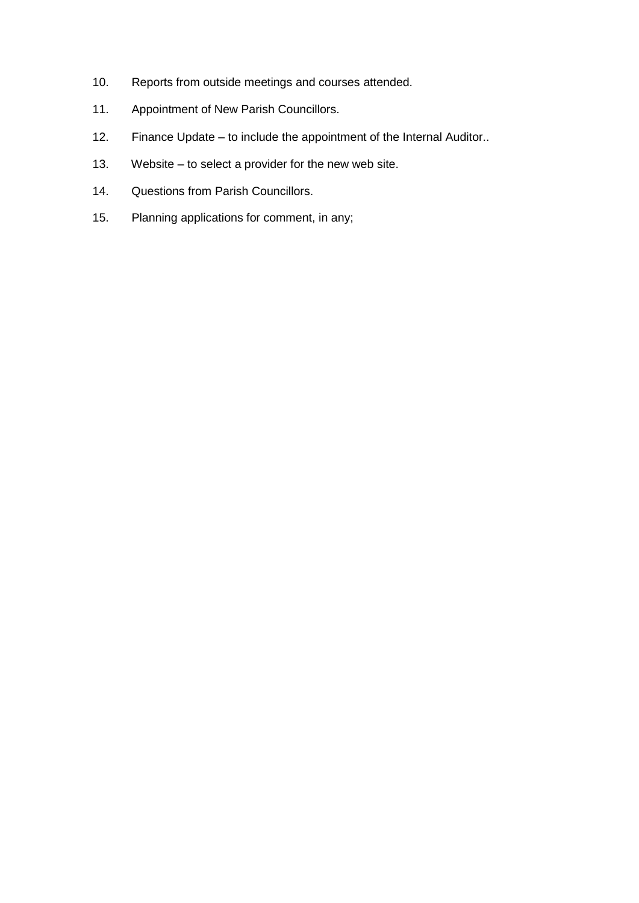10. Reports from outside meetings and courses attended.

11. Appointment of New Parish Councillors.

12. Finance Update – to include the appointment of the Internal Auditor..

13. Website – to select a provider for the new web site.

14. Questions from Parish Councillors.

15. Planning applications for comment, in any;